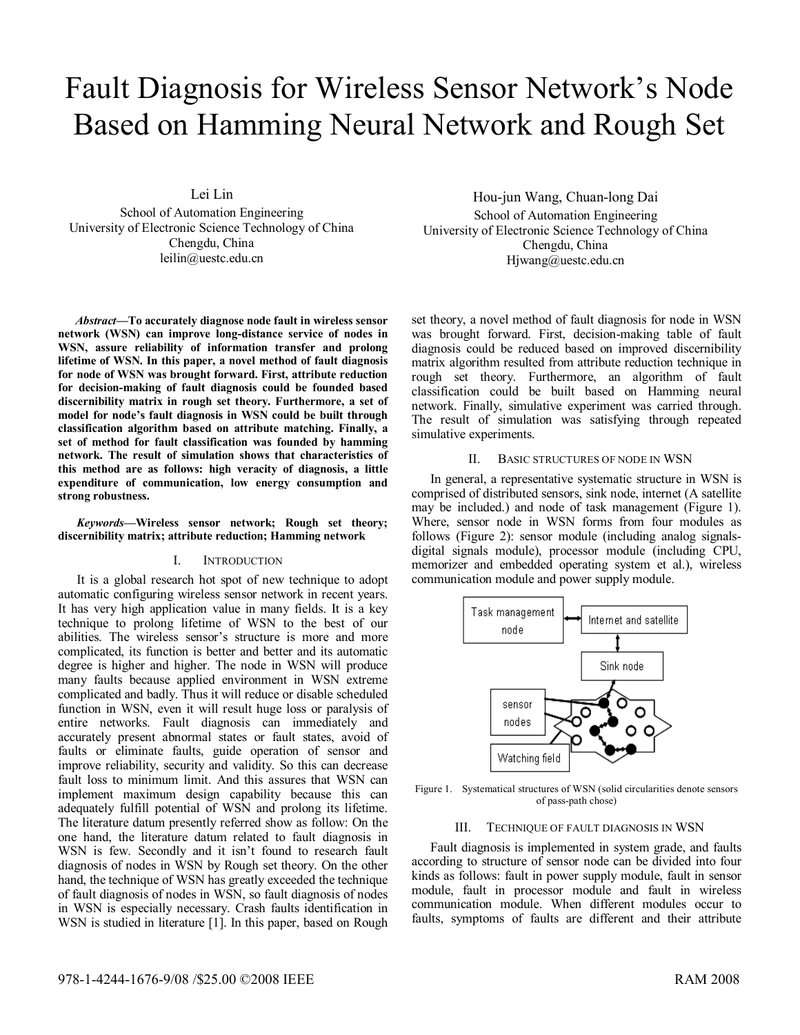# Fault Diagnosis for Wireless Sensor Network's Node Based on Hamming Neural Network and Rough Set

Lei Lin
School of Automation Engineering
University of Electronic Science Technology of China
Chengdu, China
leilin@uestc.edu.cn

Hou-jun Wang, Chuan-long Dai
School of Automation Engineering
University of Electronic Science Technology of China
Chengdu, China
Hjwang@uestc.edu.cn

***Abstract*—To accurately diagnose node fault in wireless sensor network (WSN) can improve long-distance service of nodes in WSN, assure reliability of information transfer and prolong lifetime of WSN. In this paper, a novel method of fault diagnosis for node of WSN was brought forward. First, attribute reduction for decision-making of fault diagnosis could be founded based discernibility matrix in rough set theory. Furthermore, a set of model for node's fault diagnosis in WSN could be built through classification algorithm based on attribute matching. Finally, a set of method for fault classification was founded by hamming network. The result of simulation shows that characteristics of this method are as follows: high veracity of diagnosis, a little expenditure of communication, low energy consumption and strong robustness.**

***Keywords*—Wireless sensor network; Rough set theory; discernibility matrix; attribute reduction; Hamming network**

## I. INTRODUCTION

It is a global research hot spot of new technique to adopt automatic configuring wireless sensor network in recent years. It has very high application value in many fields. It is a key technique to prolong lifetime of WSN to the best of our abilities. The wireless sensor's structure is more and more complicated, its function is better and better and its automatic degree is higher and higher. The node in WSN will produce many faults because applied environment in WSN extreme complicated and badly. Thus it will reduce or disable scheduled function in WSN, even it will result huge loss or paralysis of entire networks. Fault diagnosis can immediately and accurately present abnormal states or fault states, avoid of faults or eliminate faults, guide operation of sensor and improve reliability, security and validity. So this can decrease fault loss to minimum limit. And this assures that WSN can implement maximum design capability because this can adequately fulfill potential of WSN and prolong its lifetime. The literature datum presently referred show as follow: On the one hand, the literature datum related to fault diagnosis in WSN is few. Secondly and it isn't found to research fault diagnosis of nodes in WSN by Rough set theory. On the other hand, the technique of WSN has greatly exceeded the technique of fault diagnosis of nodes in WSN, so fault diagnosis of nodes in WSN is especially necessary. Crash faults identification in WSN is studied in literature [1]. In this paper, based on Rough set theory, a novel method of fault diagnosis for node in WSN was brought forward. First, decision-making table of fault diagnosis could be reduced based on improved discernibility matrix algorithm resulted from attribute reduction technique in rough set theory. Furthermore, an algorithm of fault classification could be built based on Hamming neural network. Finally, simulative experiment was carried through. The result of simulation was satisfying through repeated simulative experiments.

## II. BASIC STRUCTURES OF NODE IN WSN

In general, a representative systematic structure in WSN is comprised of distributed sensors, sink node, internet (A satellite may be included.) and node of task management (Figure 1). Where, sensor node in WSN forms from four modules as follows (Figure 2): sensor module (including analog signals-digital signals module), processor module (including CPU, memorizer and embedded operating system et al.), wireless communication module and power supply module.

Figure 1. Systematical structures of WSN (solid circularities denote sensors of pass-path chose)

## III. TECHNIQUE OF FAULT DIAGNOSIS IN WSN

Fault diagnosis is implemented in system grade, and faults according to structure of sensor node can be divided into four kinds as follows: fault in power supply module, fault in sensor module, fault in processor module and fault in wireless communication module. When different modules occur to faults, symptoms of faults are different and their attribute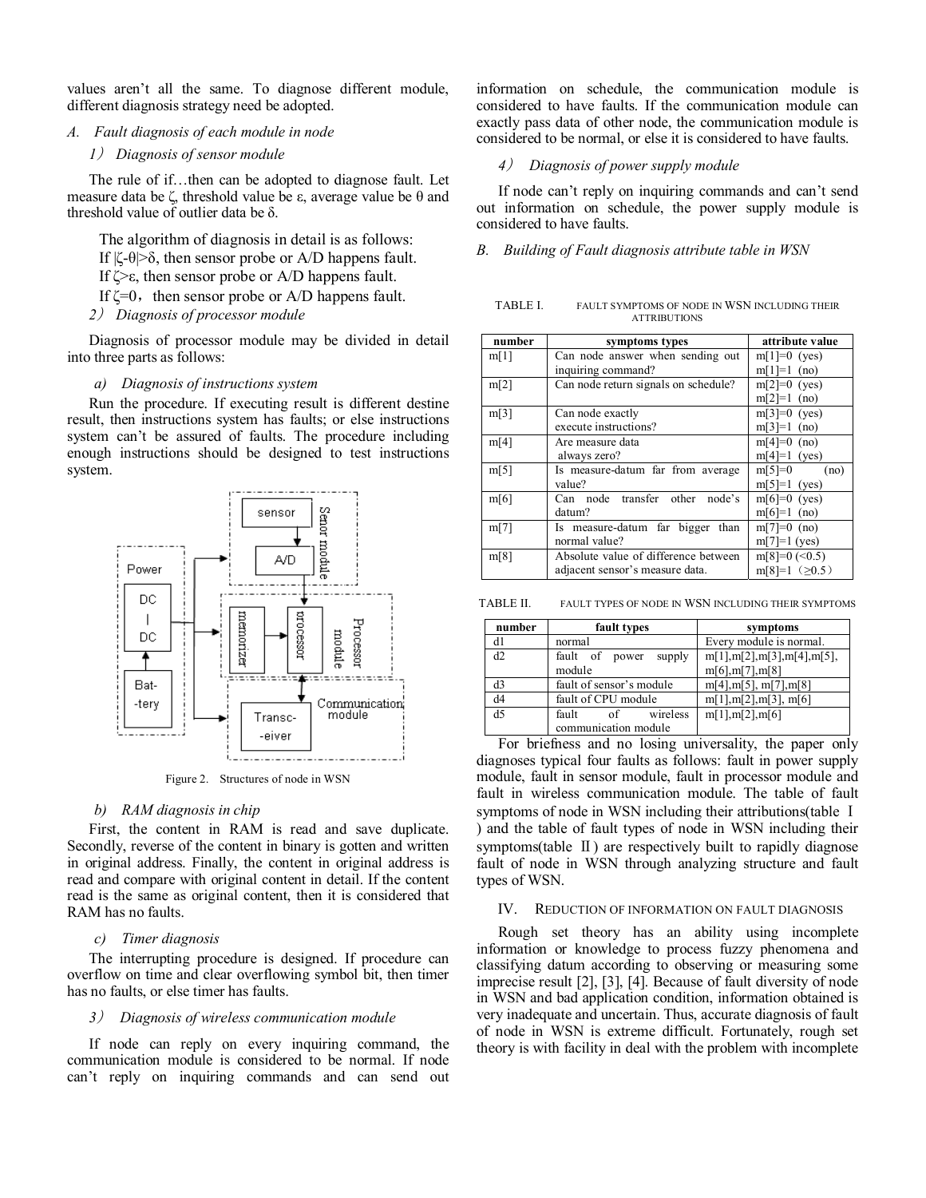values aren't all the same. To diagnose different module, different diagnosis strategy need be adopted.

### A. Fault diagnosis of each module in node

#### 1) Diagnosis of sensor module

The rule of if…then can be adopted to diagnose fault. Let measure data be $\zeta$, threshold value be $\varepsilon$, average value be $\theta$ and threshold value of outlier data be $\delta$.

The algorithm of diagnosis in detail is as follows:

If $|\zeta-\theta|>\delta$, then sensor probe or A/D happens fault.

If $\zeta>\varepsilon$, then sensor probe or A/D happens fault.

If $\zeta=0$, then sensor probe or A/D happens fault.

#### 2) Diagnosis of processor module

Diagnosis of processor module may be divided in detail into three parts as follows:

*a) Diagnosis of instructions system*

Run the procedure. If executing result is different destine result, then instructions system has faults; or else instructions system can't be assured of faults. The procedure including enough instructions should be designed to test instructions system.

Figure 2. Structures of node in WSN

*b) RAM diagnosis in chip*

First, the content in RAM is read and save duplicate. Secondly, reverse of the content in binary is gotten and written in original address. Finally, the content in original address is read and compare with original content in detail. If the content read is the same as original content, then it is considered that RAM has no faults.

*c) Timer diagnosis*

The interrupting procedure is designed. If procedure can overflow on time and clear overflowing symbol bit, then timer has no faults, or else timer has faults.

#### 3) Diagnosis of wireless communication module

If node can reply on every inquiring command, the communication module is considered to be normal. If node can't reply on inquiring commands and can send out information on schedule, the communication module is considered to have faults. If the communication module can exactly pass data of other node, the communication module is considered to be normal, or else it is considered to have faults.

#### 4) Diagnosis of power supply module

If node can't reply on inquiring commands and can't send out information on schedule, the power supply module is considered to have faults.

### B. Building of Fault diagnosis attribute table in WSN

TABLE I. FAULT SYMPTOMS OF NODE IN WSN INCLUDING THEIR ATTRIBUTIONS

| number | symptoms types | attribute value |
|---|---|---|
| m[1] | Can node answer when sending out inquiring command? | m[1]=0 (yes) m[1]=1 (no) |
| m[2] | Can node return signals on schedule? | m[2]=0 (yes) m[2]=1 (no) |
| m[3] | Can node exactly execute instructions? | m[3]=0 (yes) m[3]=1 (no) |
| m[4] | Are measure data always zero? | m[4]=0 (no) m[4]=1 (yes) |
| m[5] | Is measure-datum far from average value? | m[5]=0 (no) m[5]=1 (yes) |
| m[6] | Can node transfer other node's datum? | m[6]=0 (yes) m[6]=1 (no) |
| m[7] | Is measure-datum far bigger than normal value? | m[7]=0 (no) m[7]=1 (yes) |
| m[8] | Absolute value of difference between adjacent sensor's measure data. | m[8]=0 (<0.5) m[8]=1 (≥0.5) |

TABLE II. FAULT TYPES OF NODE IN WSN INCLUDING THEIR SYMPTOMS

| number | fault types | symptoms |
|---|---|---|
| d1 | normal | Every module is normal. |
| d2 | fault of power supply module | m[1],m[2],m[3],m[4],m[5], m[6],m[7],m[8] |
| d3 | fault of sensor's module | m[4],m[5], m[7],m[8] |
| d4 | fault of CPU module | m[1],m[2],m[3], m[6] |
| d5 | fault of wireless communication module | m[1],m[2],m[6] |

For briefness and no losing universality, the paper only diagnoses typical four faults as follows: fault in power supply module, fault in sensor module, fault in processor module and fault in wireless communication module. The table of fault symptoms of node in WSN including their attributions(table Ⅰ) and the table of fault types of node in WSN including their symptoms(table Ⅱ) are respectively built to rapidly diagnose fault of node in WSN through analyzing structure and fault types of WSN.

## IV. REDUCTION OF INFORMATION ON FAULT DIAGNOSIS

Rough set theory has an ability using incomplete information or knowledge to process fuzzy phenomena and classifying datum according to observing or measuring some imprecise result [2], [3], [4]. Because of fault diversity of node in WSN and bad application condition, information obtained is very inadequate and uncertain. Thus, accurate diagnosis of fault of node in WSN is extreme difficult. Fortunately, rough set theory is with facility in deal with the problem with incomplete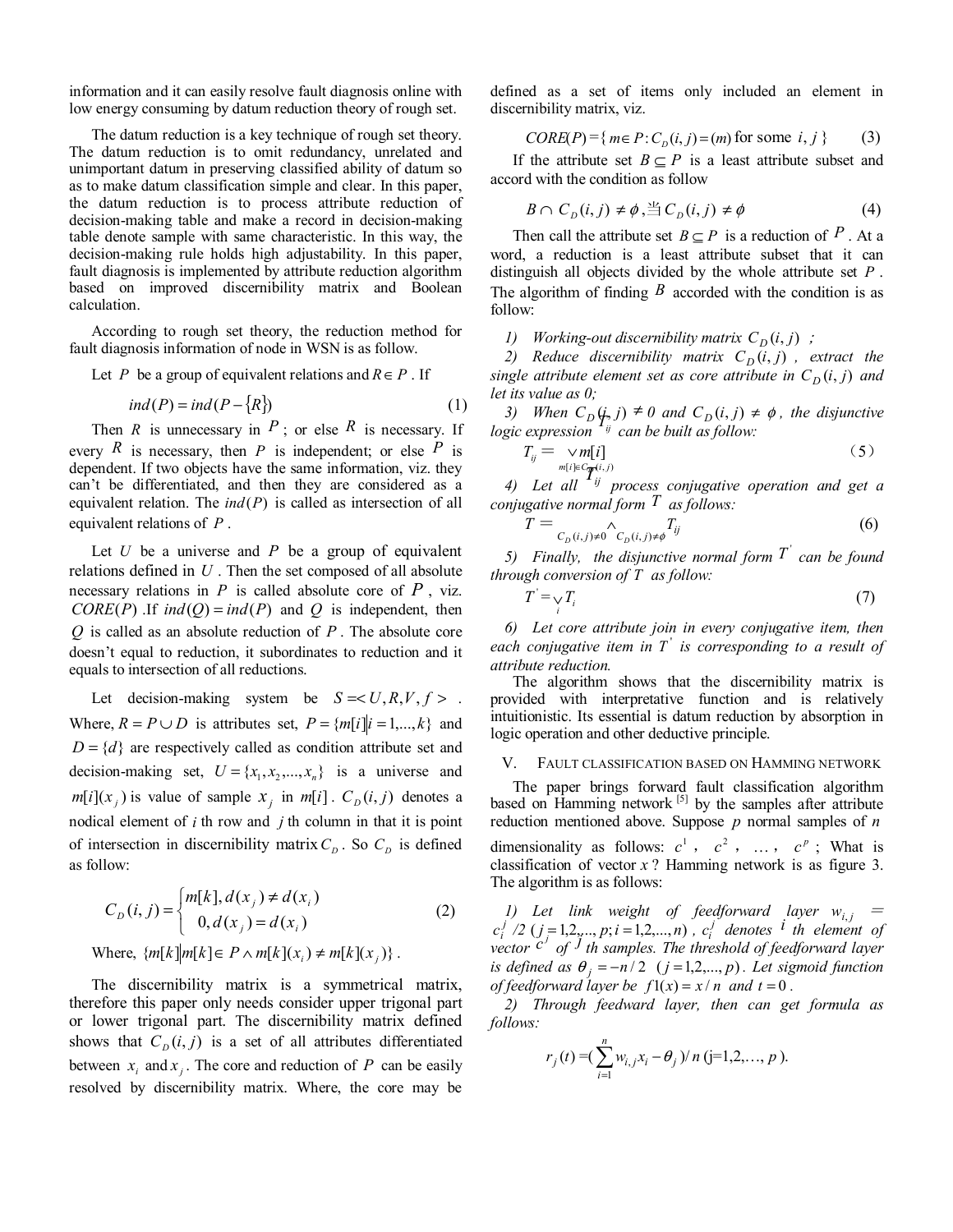information and it can easily resolve fault diagnosis online with low energy consuming by datum reduction theory of rough set.

The datum reduction is a key technique of rough set theory. The datum reduction is to omit redundancy, unrelated and unimportant datum in preserving classified ability of datum so as to make datum classification simple and clear. In this paper, the datum reduction is to process attribute reduction of decision-making table and make a record in decision-making table denote sample with same characteristic. In this way, the decision-making rule holds high adjustability. In this paper, fault diagnosis is implemented by attribute reduction algorithm based on improved discernibility matrix and Boolean calculation.

According to rough set theory, the reduction method for fault diagnosis information of node in WSN is as follow.

Let $P$ be a group of equivalent relations and $R \in P$ . If

$$ind(P) = ind(P - \{R\}) \tag{1}$$

Then $R$ is unnecessary in $P$ ; or else $R$ is necessary. If every $R$ is necessary, then $P$ is independent; or else $P$ is dependent. If two objects have the same information, viz. they can't be differentiated, and then they are considered as a equivalent relation. The $ind(P)$ is called as intersection of all equivalent relations of $P$ .

Let $U$ be a universe and $P$ be a group of equivalent relations defined in $U$ . Then the set composed of all absolute necessary relations in $P$ is called absolute core of $P$ , viz. $CORE(P)$ .If $ind(Q) = ind(P)$ and $Q$ is independent, then $Q$ is called as an absolute reduction of $P$ . The absolute core doesn't equal to reduction, it subordinates to reduction and it equals to intersection of all reductions.

Let decision-making system be $S = < U, R, V, f >$ . Where, $R = P \cup D$ is attributes set, $P = \{m[i] | i = 1,...,k\}$ and $D = \{d\}$ are respectively called as condition attribute set and decision-making set, $U = \{x_1, x_2, ..., x_n\}$ is a universe and $m[i](x_j)$ is value of sample $x_j$ in $m[i]$ . $C_D(i, j)$ denotes a nodical element of $i$ th row and $j$ th column in that it is point of intersection in discernibility matrix $C_D$ . So $C_D$ is defined as follow:

$$C_D(i, j) = \begin{cases} m[k], d(x_j) \neq d(x_i) \\ 0, d(x_j) = d(x_i) \end{cases} \tag{2}$$

Where, $\{m[k] | m[k] \in P \wedge m[k](x_i) \neq m[k](x_j)\}$ .

The discernibility matrix is a symmetrical matrix, therefore this paper only needs consider upper trigonal part or lower trigonal part. The discernibility matrix defined shows that $C_D(i, j)$ is a set of all attributes differentiated between $x_i$ and $x_j$ . The core and reduction of $P$ can be easily resolved by discernibility matrix. Where, the core may be defined as a set of items only included an element in discernibility matrix, viz.

$$CORE(P) = \{ m \in P : C_D(i, j) = (m) \text{ for some } i, j \} \tag{3}$$

If the attribute set $B \subseteq P$ is a least attribute subset and accord with the condition as follow

$$B \cap C_D(i, j) \neq \phi, 当 C_D(i, j) \neq \phi \tag{4}$$

Then call the attribute set $B \subseteq P$ is a reduction of $P$ . At a word, a reduction is a least attribute subset that it can distinguish all objects divided by the whole attribute set $P$ . The algorithm of finding $B$ accorded with the condition is as follow:

*1) Working-out discernibility matrix $C_D(i, j)$ ;*

*2) Reduce discernibility matrix $C_D(i, j)$ , extract the single attribute element set as core attribute in $C_D(i, j)$ and let its value as 0;*

*3) When $C_D(i, j) \neq 0$ and $C_D(i, j) \neq \phi$ , the disjunctive logic expression $T_{ij}$ can be built as follow:*

$$T_{ij} = \vee_{m[i] \in C_D(i,j)} m[i] \tag{5}$$

*4) Let all $T_{ij}$ process conjugative operation and get a conjugative normal form $T$ as follows:*

$$T = \wedge_{C_D(i,j) \neq 0 \quad C_D(i,j) \neq \phi} T_{ij} \tag{6}$$

*5) Finally, the disjunctive normal form $T'$ can be found through conversion of $T$ as follow:*

$$T' = \vee_i T_i \tag{7}$$

*6) Let core attribute join in every conjugative item, then each conjugative item in $T'$ is corresponding to a result of attribute reduction.*

The algorithm shows that the discernibility matrix is provided with interpretative function and is relatively intuitionistic. Its essential is datum reduction by absorption in logic operation and other deductive principle.

## V. Fault classification based on Hamming network

The paper brings forward fault classification algorithm based on Hamming network [5] by the samples after attribute reduction mentioned above. Suppose $p$ normal samples of $n$ dimensionality as follows: $c^1$ , $c^2$ , ... , $c^p$ ; What is classification of vector $x$ ? Hamming network is as figure 3. The algorithm is as follows:

*1) Let link weight of feedforward layer $w_{i,j} = c_i^j / 2$ $(j = 1,2,..., p; i = 1,2,..., n)$ , $c_i^j$ denotes $i$ th element of vector $c^j$ of $j$ th samples. The threshold of feedforward layer is defined as $\theta_j = -n/2$ $(j = 1,2,..., p)$ . Let sigmoid function of feedforward layer be $f1(x) = x/n$ and $t = 0$ .*

*2) Through feedward layer, then can get formula as follows:*

$$r_j(t) = (\sum_{i=1}^{n} w_{i,j} x_i - \theta_j)/n \text{ (j=1,2,..., } p\text{ ).}$$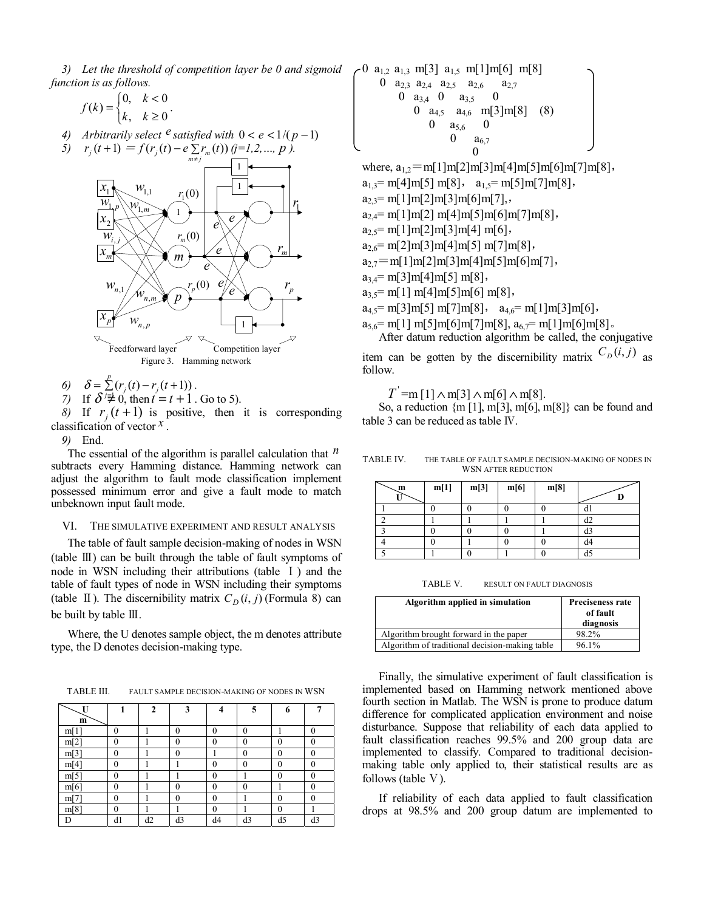*3) Let the threshold of competition layer be 0 and sigmoid function is as follows.*

$$f(k)=\begin{cases}0, & k<0\\ k, & k\geq 0\end{cases}.$$

*4) Arbitrarily select $e$ satisfied with $0<e<1/(p-1)$*

*5) $r_j(t+1) = f(r_j(t)-e\sum_{m\neq j} r_m(t))$ (j=1,2,..., p ).*

Figure 3. Hamming network

6) $\delta=\sum_{j=1}^{p}(r_j(t)-r_j(t+1))$.

7) If $\delta \neq 0$, then $t=t+1$. Go to 5).

8) If $r_j(t+1)$ is positive, then it is corresponding classification of vector $x$.

9) End.

The essential of the algorithm is parallel calculation that $n$ subtracts every Hamming distance. Hamming network can adjust the algorithm to fault mode classification implement possessed minimum error and give a fault mode to match unbeknown input fault mode.

## VI. THE SIMULATIVE EXPERIMENT AND RESULT ANALYSIS

The table of fault sample decision-making of nodes in WSN (table Ⅲ) can be built through the table of fault symptoms of node in WSN including their attributions (table Ⅰ) and the table of fault types of node in WSN including their symptoms (table Ⅱ). The discernibility matrix $C_D(i,j)$ (Formula 8) can be built by table Ⅲ.

Where, the U denotes sample object, the m denotes attribute type, the D denotes decision-making type.

TABLE III. FAULT SAMPLE DECISION-MAKING OF NODES IN WSN

| U \ m | 1 | 2 | 3 | 4 | 5 | 6 | 7 |
|---|---|---|---|---|---|---|---|
| m[1] | 0 | 1 | 0 | 0 | 0 | 1 | 0 |
| m[2] | 0 | 1 | 0 | 0 | 0 | 0 | 0 |
| m[3] | 0 | 1 | 0 | 1 | 0 | 0 | 0 |
| m[4] | 0 | 1 | 1 | 0 | 0 | 0 | 0 |
| m[5] | 0 | 1 | 1 | 0 | 1 | 0 | 0 |
| m[6] | 0 | 1 | 0 | 0 | 0 | 1 | 0 |
| m[7] | 0 | 1 | 0 | 0 | 1 | 0 | 0 |
| m[8] | 0 | 1 | 1 | 0 | 1 | 0 | 1 |
| D | d1 | d2 | d3 | d4 | d3 | d5 | d3 |

$$\begin{pmatrix}
0 & a_{1,2} & a_{1,3} & m[3] & a_{1,5} & m[1]m[6] & m[8] \\
 & 0 & a_{2,3} & a_{2,4} & a_{2,5} & a_{2,6} & a_{2,7} \\
 & & 0 & a_{3,4} & 0 & a_{3,5} & 0 \\
 & & & 0 & a_{4,5} & a_{4,6} & m[3]m[8] \\
 & & & & 0 & a_{5,6} & 0 \\
 & & & & & 0 & a_{6,7} \\
 & & & & & & 0
\end{pmatrix} \quad (8)$$

where, $a_{1,2}$=m[1]m[2]m[3]m[4]m[5]m[6]m[7]m[8],
$a_{1,3}$= m[4]m[5] m[8], $a_{1,5}$= m[5]m[7]m[8],
$a_{2,3}$= m[1]m[2]m[3]m[6]m[7],,
$a_{2,4}$= m[1]m[2] m[4]m[5]m[6]m[7]m[8],
$a_{2,5}$= m[1]m[2]m[3]m[4] m[6],
$a_{2,6}$= m[2]m[3]m[4]m[5] m[7]m[8],
$a_{2,7}$=m[1]m[2]m[3]m[4]m[5]m[6]m[7],
$a_{3,4}$= m[3]m[4]m[5] m[8],
$a_{3,5}$= m[1] m[4]m[5]m[6] m[8],
$a_{4,5}$= m[3]m[5] m[7]m[8], $a_{4,6}$= m[1]m[3]m[6],
$a_{5,6}$= m[1] m[5]m[6]m[7]m[8], $a_{6,7}$= m[1]m[6]m[8]。

After datum reduction algorithm be called, the conjugative item can be gotten by the discernibility matrix $C_D(i,j)$ as follow.

$$T' = m[1] \wedge m[3] \wedge m[6] \wedge m[8].$$

So, a reduction {m [1], m[3], m[6], m[8]} can be found and table 3 can be reduced as table Ⅳ.

TABLE IV. THE TABLE OF FAULT SAMPLE DECISION-MAKING OF NODES IN WSN AFTER REDUCTION

| U \ m | m[1] | m[3] | m[6] | m[8] | D |
|---|---|---|---|---|---|
| 1 | 0 | 0 | 0 | 0 | d1 |
| 2 | 1 | 1 | 1 | 1 | d2 |
| 3 | 0 | 0 | 0 | 1 | d3 |
| 4 | 0 | 1 | 0 | 0 | d4 |
| 5 | 1 | 0 | 1 | 0 | d5 |

TABLE V. RESULT ON FAULT DIAGNOSIS

| Algorithm applied in simulation | Preciseness rate of fault diagnosis |
|---|---|
| Algorithm brought forward in the paper | 98.2% |
| Algorithm of traditional decision-making table | 96.1% |

Finally, the simulative experiment of fault classification is implemented based on Hamming network mentioned above fourth section in Matlab. The WSN is prone to produce datum difference for complicated application environment and noise disturbance. Suppose that reliability of each data applied to fault classification reaches 99.5% and 200 group data are implemented to classify. Compared to traditional decision-making table only applied to, their statistical results are as follows (table Ⅴ).

If reliability of each data applied to fault classification drops at 98.5% and 200 group datum are implemented to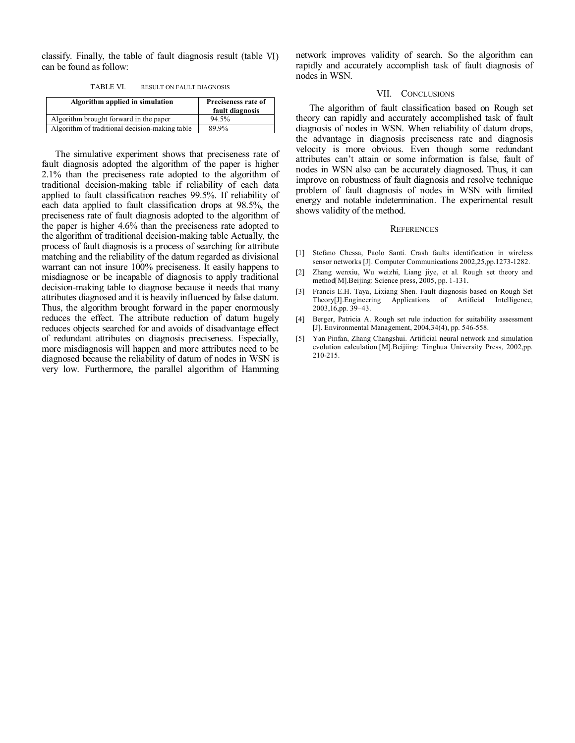classify. Finally, the table of fault diagnosis result (table VI) can be found as follow:

TABLE VI. RESULT ON FAULT DIAGNOSIS

| Algorithm applied in simulation | Preciseness rate of fault diagnosis |
|---|---|
| Algorithm brought forward in the paper | 94.5% |
| Algorithm of traditional decision-making table | 89.9% |

The simulative experiment shows that preciseness rate of fault diagnosis adopted the algorithm of the paper is higher 2.1% than the preciseness rate adopted to the algorithm of traditional decision-making table if reliability of each data applied to fault classification reaches 99.5%. If reliability of each data applied to fault classification drops at 98.5%, the preciseness rate of fault diagnosis adopted to the algorithm of the paper is higher 4.6% than the preciseness rate adopted to the algorithm of traditional decision-making table Actually, the process of fault diagnosis is a process of searching for attribute matching and the reliability of the datum regarded as divisional warrant can not insure 100% preciseness. It easily happens to misdiagnose or be incapable of diagnosis to apply traditional decision-making table to diagnose because it needs that many attributes diagnosed and it is heavily influenced by false datum. Thus, the algorithm brought forward in the paper enormously reduces the effect. The attribute reduction of datum hugely reduces objects searched for and avoids of disadvantage effect of redundant attributes on diagnosis preciseness. Especially, more misdiagnosis will happen and more attributes need to be diagnosed because the reliability of datum of nodes in WSN is very low. Furthermore, the parallel algorithm of Hamming network improves validity of search. So the algorithm can rapidly and accurately accomplish task of fault diagnosis of nodes in WSN.

## VII. CONCLUSIONS

The algorithm of fault classification based on Rough set theory can rapidly and accurately accomplished task of fault diagnosis of nodes in WSN. When reliability of datum drops, the advantage in diagnosis preciseness rate and diagnosis velocity is more obvious. Even though some redundant attributes can't attain or some information is false, fault of nodes in WSN also can be accurately diagnosed. Thus, it can improve on robustness of fault diagnosis and resolve technique problem of fault diagnosis of nodes in WSN with limited energy and notable indetermination. The experimental result shows validity of the method.

## REFERENCES

[1] Stefano Chessa, Paolo Santi. Crash faults identification in wireless sensor networks [J]. Computer Communications 2002,25,pp.1273-1282.

[2] Zhang wenxiu, Wu weizhi, Liang jiye, et al. Rough set theory and method[M].Beijing: Science press, 2005, pp. 1-131.

[3] Francis E.H. Taya, Lixiang Shen. Fault diagnosis based on Rough Set Theory[J].Engineering Applications of Artificial Intelligence, 2003,16,pp. 39–43.

[4] Berger, Patricia A. Rough set rule induction for suitability assessment [J]. Environmental Management, 2004,34(4), pp. 546-558.

[5] Yan Pinfan, Zhang Changshui. Artificial neural network and simulation evolution calculation.[M].Beijiing: Tinghua University Press, 2002,pp. 210-215.